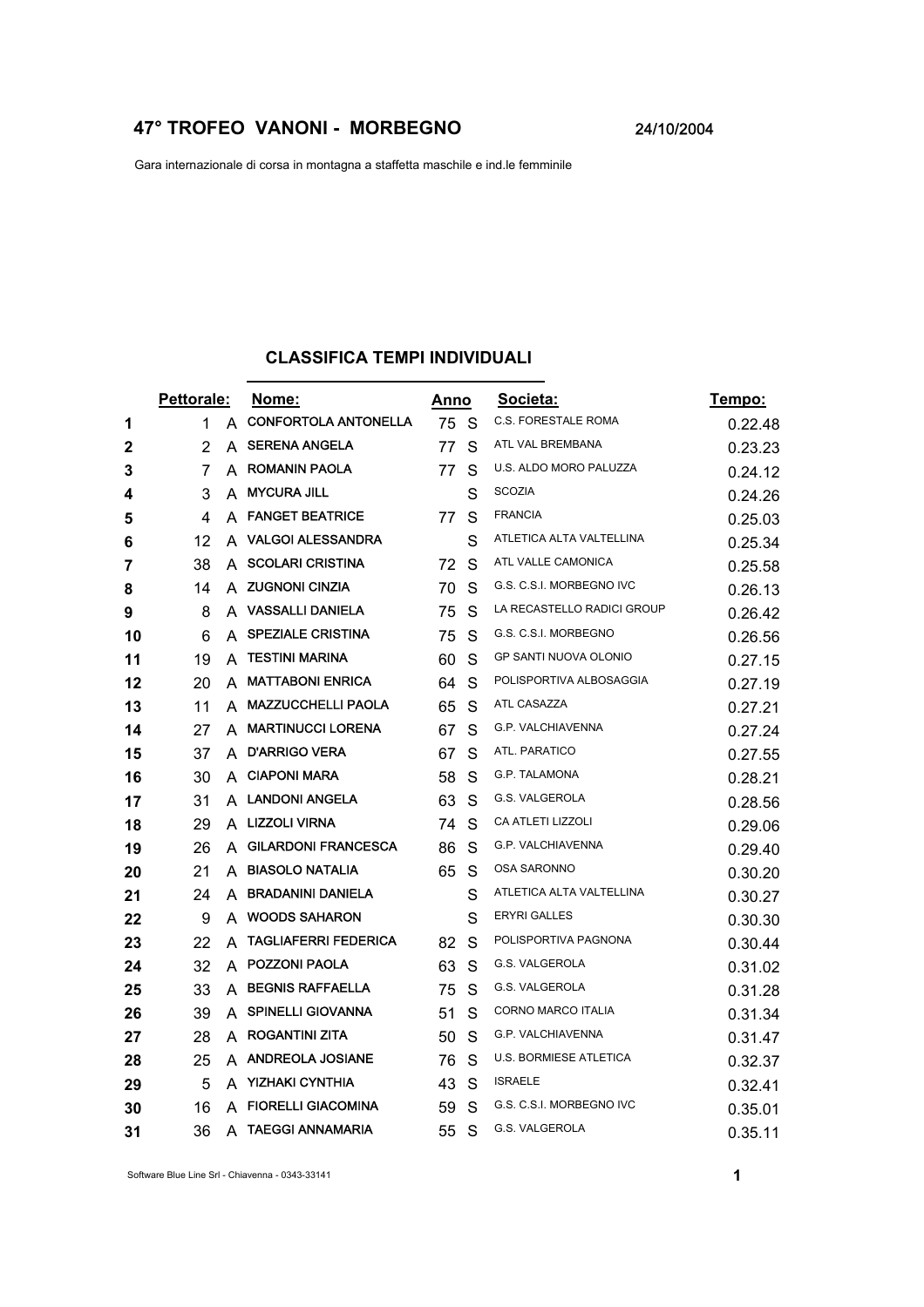# 47° TROFEO VANONI - MORBEGNO

24/10/2004

Gara internazionale di corsa in montagna a staffetta maschile e ind.le femminile

## CLASSIFICA TEMPI INDIVIDUALI

| | Pettorale: | | Nome: | Anno | | Societa: | Tempo: |
|---|---|---|---|---|---|---|---|
| 1 | 1 | A | CONFORTOLA ANTONELLA | 75 | S | C.S. FORESTALE ROMA | 0.22.48 |
| 2 | 2 | A | SERENA ANGELA | 77 | S | ATL VAL BREMBANA | 0.23.23 |
| 3 | 7 | A | ROMANIN PAOLA | 77 | S | U.S. ALDO MORO PALUZZA | 0.24.12 |
| 4 | 3 | A | MYCURA JILL | | S | SCOZIA | 0.24.26 |
| 5 | 4 | A | FANGET BEATRICE | 77 | S | FRANCIA | 0.25.03 |
| 6 | 12 | A | VALGOI ALESSANDRA | | S | ATLETICA ALTA VALTELLINA | 0.25.34 |
| 7 | 38 | A | SCOLARI CRISTINA | 72 | S | ATL VALLE CAMONICA | 0.25.58 |
| 8 | 14 | A | ZUGNONI CINZIA | 70 | S | G.S. C.S.I. MORBEGNO IVC | 0.26.13 |
| 9 | 8 | A | VASSALLI DANIELA | 75 | S | LA RECASTELLO RADICI GROUP | 0.26.42 |
| 10 | 6 | A | SPEZIALE CRISTINA | 75 | S | G.S. C.S.I. MORBEGNO | 0.26.56 |
| 11 | 19 | A | TESTINI MARINA | 60 | S | GP SANTI NUOVA OLONIO | 0.27.15 |
| 12 | 20 | A | MATTABONI ENRICA | 64 | S | POLISPORTIVA ALBOSAGGIA | 0.27.19 |
| 13 | 11 | A | MAZZUCCHELLI PAOLA | 65 | S | ATL CASAZZA | 0.27.21 |
| 14 | 27 | A | MARTINUCCI LORENA | 67 | S | G.P. VALCHIAVENNA | 0.27.24 |
| 15 | 37 | A | D'ARRIGO VERA | 67 | S | ATL. PARATICO | 0.27.55 |
| 16 | 30 | A | CIAPONI MARA | 58 | S | G.P. TALAMONA | 0.28.21 |
| 17 | 31 | A | LANDONI ANGELA | 63 | S | G.S. VALGEROLA | 0.28.56 |
| 18 | 29 | A | LIZZOLI VIRNA | 74 | S | CA ATLETI LIZZOLI | 0.29.06 |
| 19 | 26 | A | GILARDONI FRANCESCA | 86 | S | G.P. VALCHIAVENNA | 0.29.40 |
| 20 | 21 | A | BIASOLO NATALIA | 65 | S | OSA SARONNO | 0.30.20 |
| 21 | 24 | A | BRADANINI DANIELA | | S | ATLETICA ALTA VALTELLINA | 0.30.27 |
| 22 | 9 | A | WOODS SAHARON | | S | ERYRI GALLES | 0.30.30 |
| 23 | 22 | A | TAGLIAFERRI FEDERICA | 82 | S | POLISPORTIVA PAGNONA | 0.30.44 |
| 24 | 32 | A | POZZONI PAOLA | 63 | S | G.S. VALGEROLA | 0.31.02 |
| 25 | 33 | A | BEGNIS RAFFAELLA | 75 | S | G.S. VALGEROLA | 0.31.28 |
| 26 | 39 | A | SPINELLI GIOVANNA | 51 | S | CORNO MARCO ITALIA | 0.31.34 |
| 27 | 28 | A | ROGANTINI ZITA | 50 | S | G.P. VALCHIAVENNA | 0.31.47 |
| 28 | 25 | A | ANDREOLA JOSIANE | 76 | S | U.S. BORMIESE ATLETICA | 0.32.37 |
| 29 | 5 | A | YIZHAKI CYNTHIA | 43 | S | ISRAELE | 0.32.41 |
| 30 | 16 | A | FIORELLI GIACOMINA | 59 | S | G.S. C.S.I. MORBEGNO IVC | 0.35.01 |
| 31 | 36 | A | TAEGGI ANNAMARIA | 55 | S | G.S. VALGEROLA | 0.35.11 |

Software Blue Line Srl - Chiavenna - 0343-33141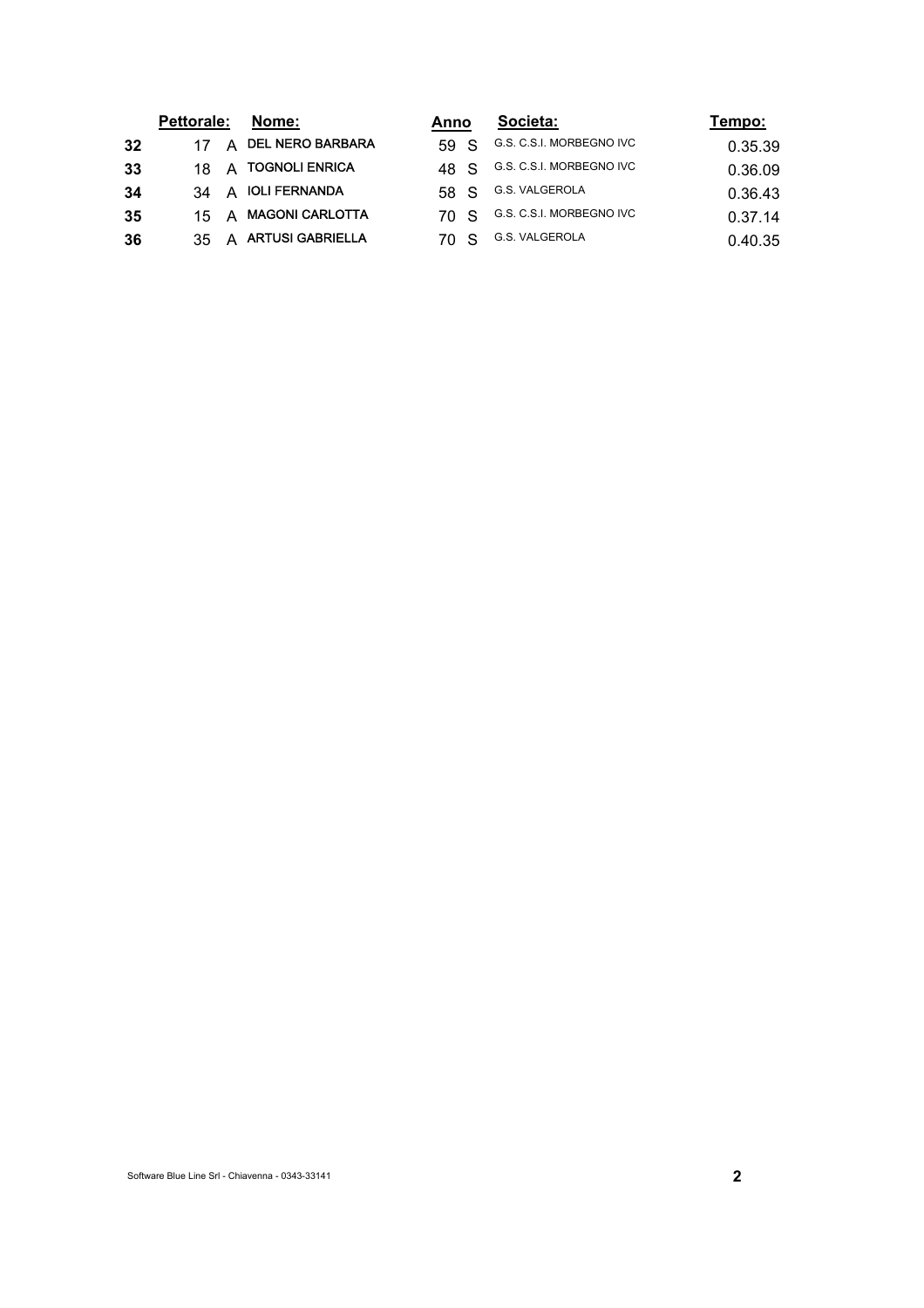| | Pettorale: | | Nome: | Anno | | Societa: | Tempo: |
|---|---|---|---|---|---|---|---|
| **32** | 17 | A | DEL NERO BARBARA | 59 | S | G.S. C.S.I. MORBEGNO IVC | 0.35.39 |
| **33** | 18 | A | TOGNOLI ENRICA | 48 | S | G.S. C.S.I. MORBEGNO IVC | 0.36.09 |
| **34** | 34 | A | IOLI FERNANDA | 58 | S | G.S. VALGEROLA | 0.36.43 |
| **35** | 15 | A | MAGONI CARLOTTA | 70 | S | G.S. C.S.I. MORBEGNO IVC | 0.37.14 |
| **36** | 35 | A | ARTUSI GABRIELLA | 70 | S | G.S. VALGEROLA | 0.40.35 |

Software Blue Line Srl - Chiavenna - 0343-33141